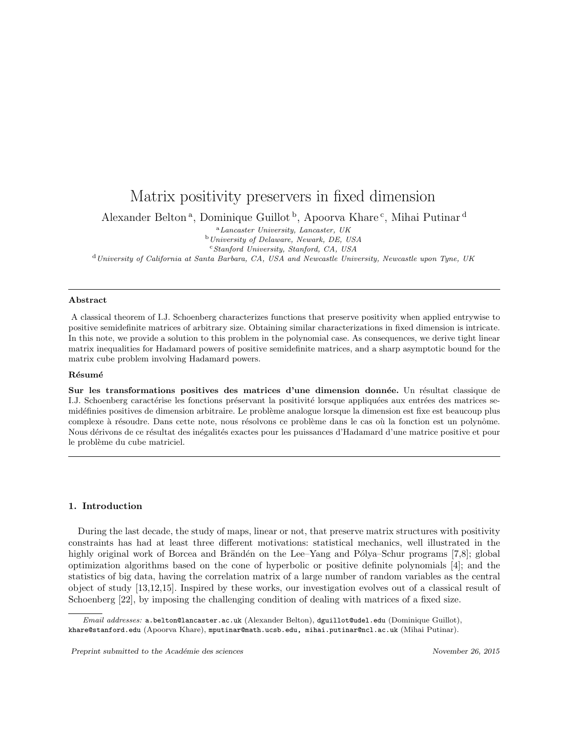# Matrix positivity preservers in fixed dimension

Alexander Belton [a], Dominique Guillot [b], Apoorva Khare [c], Mihai Putinar [d]

[a] *Lancaster University, Lancaster, UK*
[b] *University of Delaware, Newark, DE, USA*
[c] *Stanford University, Stanford, CA, USA*
[d] *University of California at Santa Barbara, CA, USA and Newcastle University, Newcastle upon Tyne, UK*

---

**Abstract**

A classical theorem of I.J. Schoenberg characterizes functions that preserve positivity when applied entrywise to positive semidefinite matrices of arbitrary size. Obtaining similar characterizations in fixed dimension is intricate. In this note, we provide a solution to this problem in the polynomial case. As consequences, we derive tight linear matrix inequalities for Hadamard powers of positive semidefinite matrices, and a sharp asymptotic bound for the matrix cube problem involving Hadamard powers.

**Résumé**

**Sur les transformations positives des matrices d'une dimension donnée.** Un résultat classique de I.J. Schoenberg caractérise les fonctions préservant la positivité lorsque appliquées aux entrées des matrices semidéfinies positives de dimension arbitraire. Le problème analogue lorsque la dimension est fixe est beaucoup plus complexe à résoudre. Dans cette note, nous résolvons ce problème dans le cas où la fonction est un polynôme. Nous dérivons de ce résultat des inégalités exactes pour les puissances d'Hadamard d'une matrice positive et pour le problème du cube matriciel.

---

## 1. Introduction

During the last decade, the study of maps, linear or not, that preserve matrix structures with positivity constraints has had at least three different motivations: statistical mechanics, well illustrated in the highly original work of Borcea and Brändén on the Lee–Yang and Pólya–Schur programs [7,8]; global optimization algorithms based on the cone of hyperbolic or positive definite polynomials [4]; and the statistics of big data, having the correlation matrix of a large number of random variables as the central object of study [13,12,15]. Inspired by these works, our investigation evolves out of a classical result of Schoenberg [22], by imposing the challenging condition of dealing with matrices of a fixed size.

*Email addresses:* a.belton@lancaster.ac.uk (Alexander Belton), dguillot@udel.edu (Dominique Guillot), khare@stanford.edu (Apoorva Khare), mputinar@math.ucsb.edu, mihai.putinar@ncl.ac.uk (Mihai Putinar).

*Preprint submitted to the Académie des sciences* November 26, 2015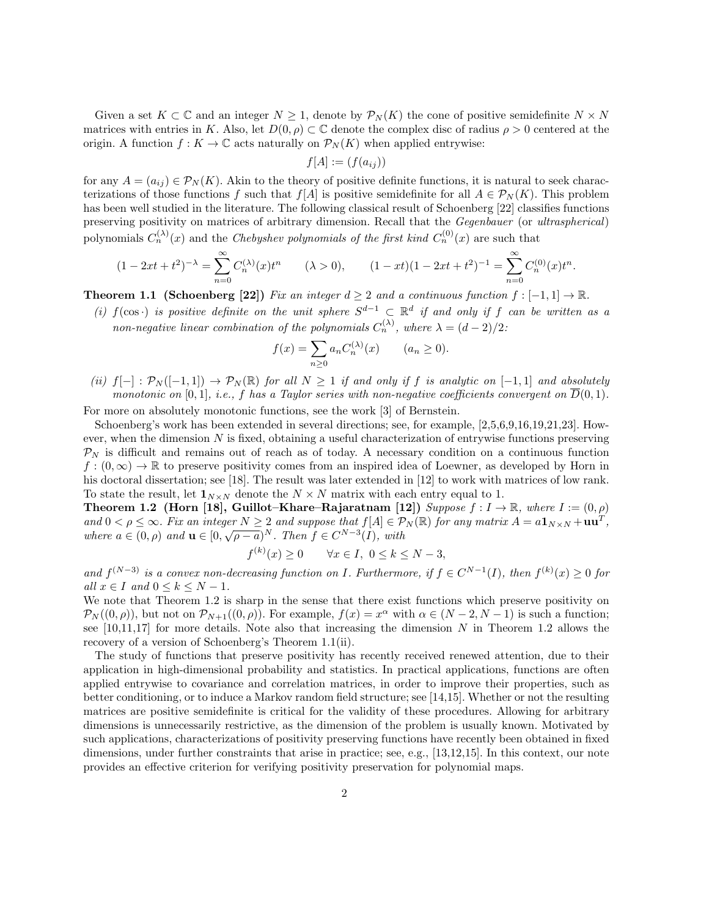Given a set $K \subset \mathbb{C}$ and an integer $N \geq 1$, denote by $\mathcal{P}_N(K)$ the cone of positive semidefinite $N \times N$ matrices with entries in $K$. Also, let $D(0,\rho) \subset \mathbb{C}$ denote the complex disc of radius $\rho > 0$ centered at the origin. A function $f : K \to \mathbb{C}$ acts naturally on $\mathcal{P}_N(K)$ when applied entrywise:

$$f[A] := (f(a_{ij}))$$

for any $A = (a_{ij}) \in \mathcal{P}_N(K)$. Akin to the theory of positive definite functions, it is natural to seek characterizations of those functions $f$ such that $f[A]$ is positive semidefinite for all $A \in \mathcal{P}_N(K)$. This problem has been well studied in the literature. The following classical result of Schoenberg [22] classifies functions preserving positivity on matrices of arbitrary dimension. Recall that the *Gegenbauer* (or *ultraspherical*) polynomials $C_n^{(\lambda)}(x)$ and the *Chebyshev polynomials of the first kind* $C_n^{(0)}(x)$ are such that

$$(1 - 2xt + t^2)^{-\lambda} = \sum_{n=0}^{\infty} C_n^{(\lambda)}(x) t^n \qquad (\lambda > 0), \qquad (1 - xt)(1 - 2xt + t^2)^{-1} = \sum_{n=0}^{\infty} C_n^{(0)}(x) t^n.$$

**Theorem 1.1 (Schoenberg [22])** *Fix an integer $d \geq 2$ and a continuous function $f : [-1,1] \to \mathbb{R}$.*

*(i) $f(\cos \cdot)$ is positive definite on the unit sphere $S^{d-1} \subset \mathbb{R}^d$ if and only if $f$ can be written as a non-negative linear combination of the polynomials $C_n^{(\lambda)}$, where $\lambda = (d-2)/2$:*

$$f(x) = \sum_{n \geq 0} a_n C_n^{(\lambda)}(x) \qquad (a_n \geq 0).$$

*(ii) $f[-] : \mathcal{P}_N([-1,1]) \to \mathcal{P}_N(\mathbb{R})$ for all $N \geq 1$ if and only if $f$ is analytic on $[-1,1]$ and absolutely monotonic on $[0,1]$, i.e., $f$ has a Taylor series with non-negative coefficients convergent on $\overline{D}(0,1)$.*

For more on absolutely monotonic functions, see the work [3] of Bernstein.

Schoenberg's work has been extended in several directions; see, for example, [2,5,6,9,16,19,21,23]. However, when the dimension $N$ is fixed, obtaining a useful characterization of entrywise functions preserving $\mathcal{P}_N$ is difficult and remains out of reach as of today. A necessary condition on a continuous function $f : (0,\infty) \to \mathbb{R}$ to preserve positivity comes from an inspired idea of Loewner, as developed by Horn in his doctoral dissertation; see [18]. The result was later extended in [12] to work with matrices of low rank. To state the result, let $\mathbf{1}_{N \times N}$ denote the $N \times N$ matrix with each entry equal to 1.

**Theorem 1.2 (Horn [18], Guillot–Khare–Rajaratnam [12])** *Suppose $f : I \to \mathbb{R}$, where $I := (0,\rho)$ and $0 < \rho \leq \infty$. Fix an integer $N \geq 2$ and suppose that $f[A] \in \mathcal{P}_N(\mathbb{R})$ for any matrix $A = a\mathbf{1}_{N \times N} + \mathbf{u}\mathbf{u}^T$, where $a \in (0,\rho)$ and $\mathbf{u} \in [0, \sqrt{\rho - a})^N$. Then $f \in C^{N-3}(I)$, with*

$$f^{(k)}(x) \geq 0 \qquad \forall x \in I, \ 0 \leq k \leq N-3,$$

*and $f^{(N-3)}$ is a convex non-decreasing function on $I$. Furthermore, if $f \in C^{N-1}(I)$, then $f^{(k)}(x) \geq 0$ for all $x \in I$ and $0 \leq k \leq N-1$.*

We note that Theorem 1.2 is sharp in the sense that there exist functions which preserve positivity on $\mathcal{P}_N((0,\rho))$, but not on $\mathcal{P}_{N+1}((0,\rho))$. For example, $f(x) = x^\alpha$ with $\alpha \in (N-2, N-1)$ is such a function; see [10,11,17] for more details. Note also that increasing the dimension $N$ in Theorem 1.2 allows the recovery of a version of Schoenberg's Theorem 1.1(ii).

The study of functions that preserve positivity has recently received renewed attention, due to their application in high-dimensional probability and statistics. In practical applications, functions are often applied entrywise to covariance and correlation matrices, in order to improve their properties, such as better conditioning, or to induce a Markov random field structure; see [14,15]. Whether or not the resulting matrices are positive semidefinite is critical for the validity of these procedures. Allowing for arbitrary dimensions is unnecessarily restrictive, as the dimension of the problem is usually known. Motivated by such applications, characterizations of positivity preserving functions have recently been obtained in fixed dimensions, under further constraints that arise in practice; see, e.g., [13,12,15]. In this context, our note provides an effective criterion for verifying positivity preservation for polynomial maps.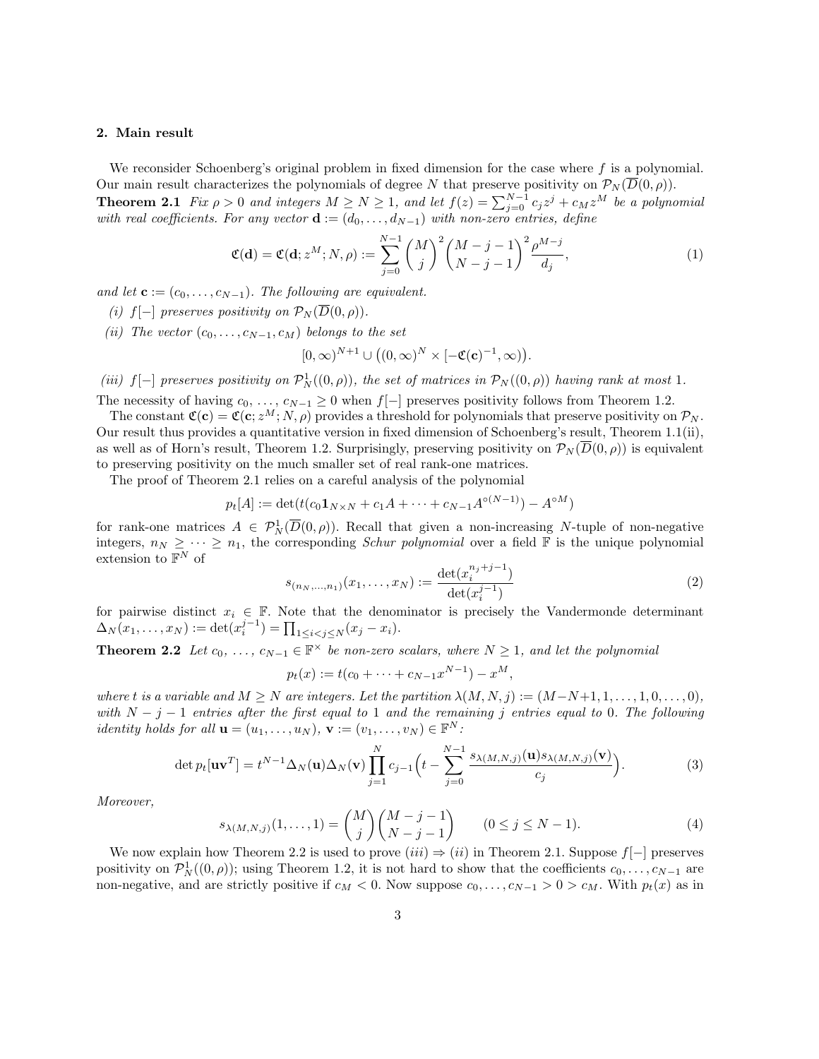## 2. Main result

We reconsider Schoenberg's original problem in fixed dimension for the case where $f$ is a polynomial. Our main result characterizes the polynomials of degree $N$ that preserve positivity on $\mathcal{P}_N(\overline{D}(0,\rho))$.

**Theorem 2.1** *Fix $\rho > 0$ and integers $M \geq N \geq 1$, and let $f(z) = \sum_{j=0}^{N-1} c_j z^j + c_M z^M$ be a polynomial with real coefficients. For any vector $\mathbf{d} := (d_0, \dots, d_{N-1})$ with non-zero entries, define*

$$\mathfrak{C}(\mathbf{d}) = \mathfrak{C}(\mathbf{d}; z^M; N, \rho) := \sum_{j=0}^{N-1} \binom{M}{j}^2 \binom{M-j-1}{N-j-1}^2 \frac{\rho^{M-j}}{d_j}, \tag{1}$$

*and let $\mathbf{c} := (c_0, \dots, c_{N-1})$. The following are equivalent.*

*(i) $f[-]$ preserves positivity on $\mathcal{P}_N(\overline{D}(0,\rho))$.*

*(ii) The vector $(c_0, \dots, c_{N-1}, c_M)$ belongs to the set*

$$[0,\infty)^{N+1} \cup \big((0,\infty)^N \times [-\mathfrak{C}(\mathbf{c})^{-1}, \infty)\big).$$

*(iii) $f[-]$ preserves positivity on $\mathcal{P}_N^1((0,\rho))$, the set of matrices in $\mathcal{P}_N((0,\rho))$ having rank at most 1.*

The necessity of having $c_0, \dots, c_{N-1} \geq 0$ when $f[-]$ preserves positivity follows from Theorem 1.2.

The constant $\mathfrak{C}(\mathbf{c}) = \mathfrak{C}(\mathbf{c}; z^M; N, \rho)$ provides a threshold for polynomials that preserve positivity on $\mathcal{P}_N$. Our result thus provides a quantitative version in fixed dimension of Schoenberg's result, Theorem 1.1(ii), as well as of Horn's result, Theorem 1.2. Surprisingly, preserving positivity on $\mathcal{P}_N(\overline{D}(0,\rho))$ is equivalent to preserving positivity on the much smaller set of real rank-one matrices.

The proof of Theorem 2.1 relies on a careful analysis of the polynomial

$$p_t[A] := \det(t(c_0 \mathbf{1}_{N\times N} + c_1 A + \cdots + c_{N-1} A^{\circ(N-1)}) - A^{\circ M})$$

for rank-one matrices $A \in \mathcal{P}_N^1(\overline{D}(0,\rho))$. Recall that given a non-increasing $N$-tuple of non-negative integers, $n_N \geq \cdots \geq n_1$, the corresponding *Schur polynomial* over a field $\mathbb{F}$ is the unique polynomial extension to $\mathbb{F}^N$ of

$$s_{(n_N,\dots,n_1)}(x_1,\dots,x_N) := \frac{\det(x_i^{n_j+j-1})}{\det(x_i^{j-1})} \tag{2}$$

for pairwise distinct $x_i \in \mathbb{F}$. Note that the denominator is precisely the Vandermonde determinant $\Delta_N(x_1,\dots,x_N) := \det(x_i^{j-1}) = \prod_{1 \leq i < j \leq N}(x_j - x_i)$.

**Theorem 2.2** *Let $c_0, \dots, c_{N-1} \in \mathbb{F}^\times$ be non-zero scalars, where $N \geq 1$, and let the polynomial*

$$p_t(x) := t(c_0 + \cdots + c_{N-1}x^{N-1}) - x^M,$$

*where $t$ is a variable and $M \geq N$ are integers. Let the partition $\lambda(M,N,j) := (M-N+1, 1, \dots, 1, 0, \dots, 0)$, with $N-j-1$ entries after the first equal to 1 and the remaining $j$ entries equal to 0. The following identity holds for all $\mathbf{u} = (u_1,\dots,u_N)$, $\mathbf{v} := (v_1,\dots,v_N) \in \mathbb{F}^N$:*

$$\det p_t[\mathbf{u}\mathbf{v}^T] = t^{N-1} \Delta_N(\mathbf{u}) \Delta_N(\mathbf{v}) \prod_{j=1}^N c_{j-1} \Big(t - \sum_{j=0}^{N-1} \frac{s_{\lambda(M,N,j)}(\mathbf{u}) s_{\lambda(M,N,j)}(\mathbf{v})}{c_j}\Big). \tag{3}$$

*Moreover,*

$$s_{\lambda(M,N,j)}(1,\dots,1) = \binom{M}{j}\binom{M-j-1}{N-j-1} \qquad (0 \leq j \leq N-1). \tag{4}$$

We now explain how Theorem 2.2 is used to prove $(iii) \Rightarrow (ii)$ in Theorem 2.1. Suppose $f[-]$ preserves positivity on $\mathcal{P}_N^1((0,\rho))$; using Theorem 1.2, it is not hard to show that the coefficients $c_0, \dots, c_{N-1}$ are non-negative, and are strictly positive if $c_M < 0$. Now suppose $c_0, \dots, c_{N-1} > 0 > c_M$. With $p_t(x)$ as in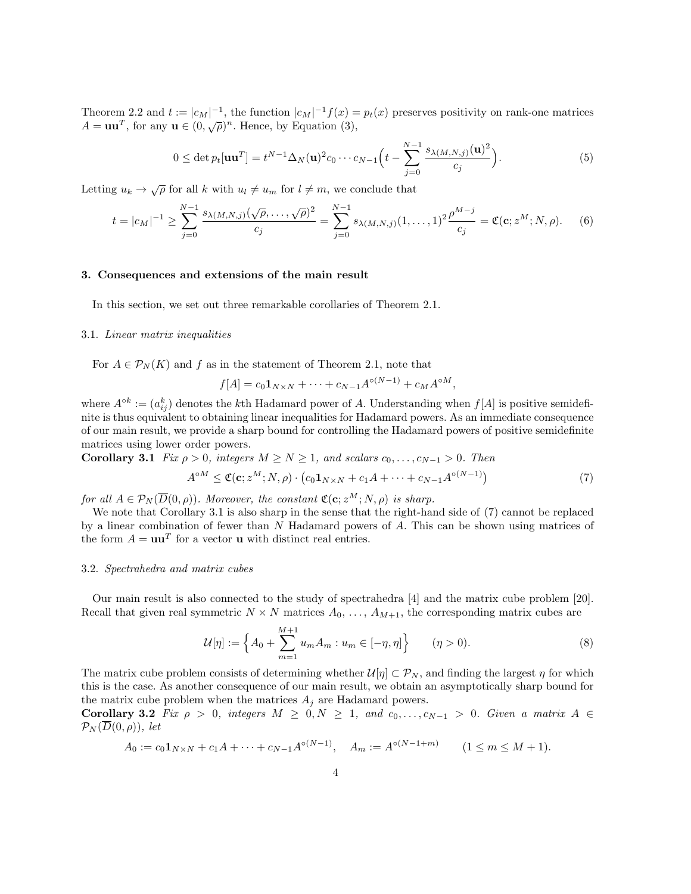Theorem 2.2 and $t := |c_M|^{-1}$, the function $|c_M|^{-1} f(x) = p_t(x)$ preserves positivity on rank-one matrices $A = \mathbf{u}\mathbf{u}^T$, for any $\mathbf{u} \in (0, \sqrt{\rho})^n$. Hence, by Equation (3),

$$0 \leq \det p_t[\mathbf{u}\mathbf{u}^T] = t^{N-1} \Delta_N(\mathbf{u})^2 c_0 \cdots c_{N-1} \Big( t - \sum_{j=0}^{N-1} \frac{s_{\lambda(M,N,j)}(\mathbf{u})^2}{c_j} \Big). \tag{5}$$

Letting $u_k \to \sqrt{\rho}$ for all $k$ with $u_l \neq u_m$ for $l \neq m$, we conclude that

$$t = |c_M|^{-1} \geq \sum_{j=0}^{N-1} \frac{s_{\lambda(M,N,j)}(\sqrt{\rho}, \ldots, \sqrt{\rho})^2}{c_j} = \sum_{j=0}^{N-1} s_{\lambda(M,N,j)}(1, \ldots, 1)^2 \frac{\rho^{M-j}}{c_j} = \mathfrak{C}(\mathbf{c}; z^M; N, \rho). \tag{6}$$

## 3. Consequences and extensions of the main result

In this section, we set out three remarkable corollaries of Theorem 2.1.

### 3.1. *Linear matrix inequalities*

For $A \in \mathcal{P}_N(K)$ and $f$ as in the statement of Theorem 2.1, note that

$$f[A] = c_0 \mathbf{1}_{N \times N} + \cdots + c_{N-1} A^{\circ(N-1)} + c_M A^{\circ M},$$

where $A^{\circ k} := (a_{ij}^k)$ denotes the $k$th Hadamard power of $A$. Understanding when $f[A]$ is positive semidefinite is thus equivalent to obtaining linear inequalities for Hadamard powers. As an immediate consequence of our main result, we provide a sharp bound for controlling the Hadamard powers of positive semidefinite matrices using lower order powers.

**Corollary 3.1** *Fix $\rho > 0$, integers $M \geq N \geq 1$, and scalars $c_0, \ldots, c_{N-1} > 0$. Then*

$$A^{\circ M} \leq \mathfrak{C}(\mathbf{c}; z^M; N, \rho) \cdot \big( c_0 \mathbf{1}_{N \times N} + c_1 A + \cdots + c_{N-1} A^{\circ(N-1)} \big) \tag{7}$$

*for all $A \in \mathcal{P}_N(\overline{D}(0, \rho))$. Moreover, the constant $\mathfrak{C}(\mathbf{c}; z^M; N, \rho)$ is sharp.*

We note that Corollary 3.1 is also sharp in the sense that the right-hand side of (7) cannot be replaced by a linear combination of fewer than $N$ Hadamard powers of $A$. This can be shown using matrices of the form $A = \mathbf{u}\mathbf{u}^T$ for a vector $\mathbf{u}$ with distinct real entries.

### 3.2. *Spectrahedra and matrix cubes*

Our main result is also connected to the study of spectrahedra [4] and the matrix cube problem [20]. Recall that given real symmetric $N \times N$ matrices $A_0, \ldots, A_{M+1}$, the corresponding matrix cubes are

$$\mathcal{U}[\eta] := \Big\{ A_0 + \sum_{m=1}^{M+1} u_m A_m : u_m \in [-\eta, \eta] \Big\} \qquad (\eta > 0). \tag{8}$$

The matrix cube problem consists of determining whether $\mathcal{U}[\eta] \subset \mathcal{P}_N$, and finding the largest $\eta$ for which this is the case. As another consequence of our main result, we obtain an asymptotically sharp bound for the matrix cube problem when the matrices $A_j$ are Hadamard powers.

**Corollary 3.2** *Fix $\rho > 0$, integers $M \geq 0, N \geq 1$, and $c_0, \ldots, c_{N-1} > 0$. Given a matrix $A \in \mathcal{P}_N(\overline{D}(0, \rho))$, let*

$$A_0 := c_0 \mathbf{1}_{N \times N} + c_1 A + \cdots + c_{N-1} A^{\circ(N-1)}, \quad A_m := A^{\circ(N-1+m)} \qquad (1 \leq m \leq M+1).$$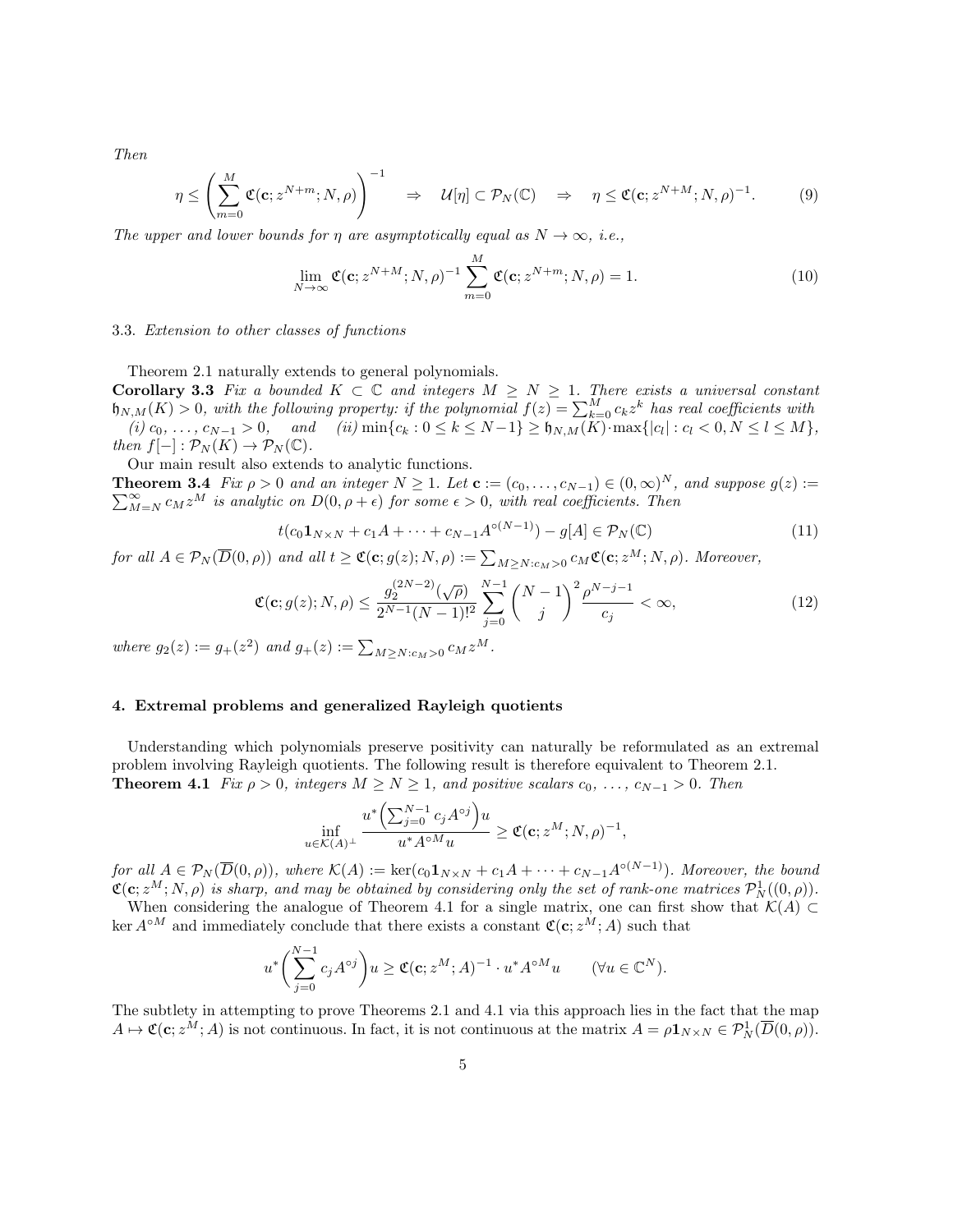*Then*

$$\eta \leq \left( \sum_{m=0}^{M} \mathfrak{C}(\mathbf{c}; z^{N+m}; N, \rho) \right)^{-1} \quad \Rightarrow \quad \mathcal{U}[\eta] \subset \mathcal{P}_N(\mathbb{C}) \quad \Rightarrow \quad \eta \leq \mathfrak{C}(\mathbf{c}; z^{N+M}; N, \rho)^{-1}. \tag{9}$$

*The upper and lower bounds for $\eta$ are asymptotically equal as $N \to \infty$, i.e.,*

$$\lim_{N \to \infty} \mathfrak{C}(\mathbf{c}; z^{N+M}; N, \rho)^{-1} \sum_{m=0}^{M} \mathfrak{C}(\mathbf{c}; z^{N+m}; N, \rho) = 1. \tag{10}$$

### 3.3. *Extension to other classes of functions*

Theorem 2.1 naturally extends to general polynomials.

**Corollary 3.3** *Fix a bounded $K \subset \mathbb{C}$ and integers $M \geq N \geq 1$. There exists a universal constant $\mathfrak{h}_{N,M}(K) > 0$, with the following property: if the polynomial $f(z) = \sum_{k=0}^{M} c_k z^k$ has real coefficients with (i) $c_0, \ldots, c_{N-1} > 0$, and (ii) $\min\{c_k : 0 \leq k \leq N-1\} \geq \mathfrak{h}_{N,M}(K) \cdot \max\{|c_l| : c_l < 0, N \leq l \leq M\}$, then $f[-] : \mathcal{P}_N(K) \to \mathcal{P}_N(\mathbb{C})$.*

Our main result also extends to analytic functions.

**Theorem 3.4** *Fix $\rho > 0$ and an integer $N \geq 1$. Let $\mathbf{c} := (c_0, \ldots, c_{N-1}) \in (0, \infty)^N$, and suppose $g(z) := \sum_{M=N}^{\infty} c_M z^M$ is analytic on $D(0, \rho + \epsilon)$ for some $\epsilon > 0$, with real coefficients. Then*

$$t(c_0 \mathbf{1}_{N \times N} + c_1 A + \cdots + c_{N-1} A^{\circ(N-1)}) - g[A] \in \mathcal{P}_N(\mathbb{C}) \tag{11}$$

*for all $A \in \mathcal{P}_N(\overline{D}(0, \rho))$ and all $t \geq \mathfrak{C}(\mathbf{c}; g(z); N, \rho) := \sum_{M \geq N : c_M > 0} c_M \mathfrak{C}(\mathbf{c}; z^M; N, \rho)$. Moreover,*

$$\mathfrak{C}(\mathbf{c}; g(z); N, \rho) \leq \frac{g_2^{(2N-2)}(\sqrt{\rho})}{2^{N-1}(N-1)!^2} \sum_{j=0}^{N-1} \binom{N-1}{j}^2 \frac{\rho^{N-j-1}}{c_j} < \infty, \tag{12}$$

*where $g_2(z) := g_+(z^2)$ and $g_+(z) := \sum_{M \geq N : c_M > 0} c_M z^M$.*

## 4. Extremal problems and generalized Rayleigh quotients

Understanding which polynomials preserve positivity can naturally be reformulated as an extremal problem involving Rayleigh quotients. The following result is therefore equivalent to Theorem 2.1.

**Theorem 4.1** *Fix $\rho > 0$, integers $M \geq N \geq 1$, and positive scalars $c_0, \ldots, c_{N-1} > 0$. Then*

$$\inf_{u \in \mathcal{K}(A)^\perp} \frac{u^* \left( \sum_{j=0}^{N-1} c_j A^{\circ j} \right) u}{u^* A^{\circ M} u} \geq \mathfrak{C}(\mathbf{c}; z^M; N, \rho)^{-1},$$

*for all $A \in \mathcal{P}_N(\overline{D}(0, \rho))$, where $\mathcal{K}(A) := \ker(c_0 \mathbf{1}_{N \times N} + c_1 A + \cdots + c_{N-1} A^{\circ(N-1)})$. Moreover, the bound $\mathfrak{C}(\mathbf{c}; z^M; N, \rho)$ is sharp, and may be obtained by considering only the set of rank-one matrices $\mathcal{P}_N^1((0, \rho))$.*

When considering the analogue of Theorem 4.1 for a single matrix, one can first show that $\mathcal{K}(A) \subset \ker A^{\circ M}$ and immediately conclude that there exists a constant $\mathfrak{C}(\mathbf{c}; z^M; A)$ such that

$$u^* \left( \sum_{j=0}^{N-1} c_j A^{\circ j} \right) u \geq \mathfrak{C}(\mathbf{c}; z^M; A)^{-1} \cdot u^* A^{\circ M} u \qquad (\forall u \in \mathbb{C}^N).$$

The subtlety in attempting to prove Theorems 2.1 and 4.1 via this approach lies in the fact that the map $A \mapsto \mathfrak{C}(\mathbf{c}; z^M; A)$ is not continuous. In fact, it is not continuous at the matrix $A = \rho \mathbf{1}_{N \times N} \in \mathcal{P}_N^1(\overline{D}(0, \rho))$.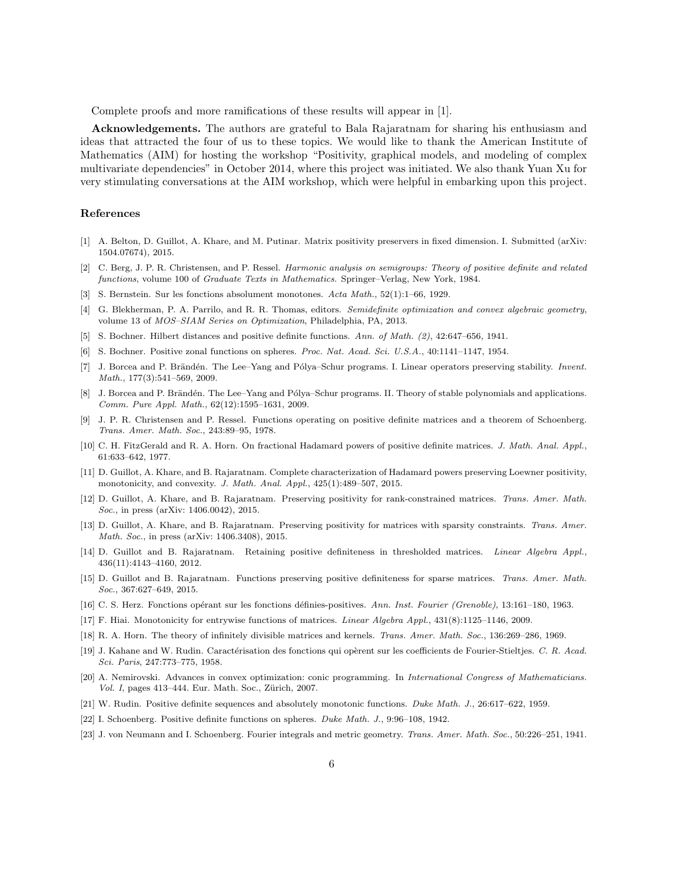Complete proofs and more ramifications of these results will appear in [1].

**Acknowledgements.** The authors are grateful to Bala Rajaratnam for sharing his enthusiasm and ideas that attracted the four of us to these topics. We would like to thank the American Institute of Mathematics (AIM) for hosting the workshop "Positivity, graphical models, and modeling of complex multivariate dependencies" in October 2014, where this project was initiated. We also thank Yuan Xu for very stimulating conversations at the AIM workshop, which were helpful in embarking upon this project.

## References

[1] A. Belton, D. Guillot, A. Khare, and M. Putinar. Matrix positivity preservers in fixed dimension. I. Submitted (arXiv: 1504.07674), 2015.

[2] C. Berg, J. P. R. Christensen, and P. Ressel. *Harmonic analysis on semigroups: Theory of positive definite and related functions*, volume 100 of *Graduate Texts in Mathematics*. Springer–Verlag, New York, 1984.

[3] S. Bernstein. Sur les fonctions absolument monotones. *Acta Math.*, 52(1):1–66, 1929.

[4] G. Blekherman, P. A. Parrilo, and R. R. Thomas, editors. *Semidefinite optimization and convex algebraic geometry*, volume 13 of *MOS–SIAM Series on Optimization*, Philadelphia, PA, 2013.

[5] S. Bochner. Hilbert distances and positive definite functions. *Ann. of Math. (2)*, 42:647–656, 1941.

[6] S. Bochner. Positive zonal functions on spheres. *Proc. Nat. Acad. Sci. U.S.A.*, 40:1141–1147, 1954.

[7] J. Borcea and P. Brändén. The Lee–Yang and Pólya–Schur programs. I. Linear operators preserving stability. *Invent. Math.*, 177(3):541–569, 2009.

[8] J. Borcea and P. Brändén. The Lee–Yang and Pólya–Schur programs. II. Theory of stable polynomials and applications. *Comm. Pure Appl. Math.*, 62(12):1595–1631, 2009.

[9] J. P. R. Christensen and P. Ressel. Functions operating on positive definite matrices and a theorem of Schoenberg. *Trans. Amer. Math. Soc.*, 243:89–95, 1978.

[10] C. H. FitzGerald and R. A. Horn. On fractional Hadamard powers of positive definite matrices. *J. Math. Anal. Appl.*, 61:633–642, 1977.

[11] D. Guillot, A. Khare, and B. Rajaratnam. Complete characterization of Hadamard powers preserving Loewner positivity, monotonicity, and convexity. *J. Math. Anal. Appl.*, 425(1):489–507, 2015.

[12] D. Guillot, A. Khare, and B. Rajaratnam. Preserving positivity for rank-constrained matrices. *Trans. Amer. Math. Soc.*, in press (arXiv: 1406.0042), 2015.

[13] D. Guillot, A. Khare, and B. Rajaratnam. Preserving positivity for matrices with sparsity constraints. *Trans. Amer. Math. Soc.*, in press (arXiv: 1406.3408), 2015.

[14] D. Guillot and B. Rajaratnam. Retaining positive definiteness in thresholded matrices. *Linear Algebra Appl.*, 436(11):4143–4160, 2012.

[15] D. Guillot and B. Rajaratnam. Functions preserving positive definiteness for sparse matrices. *Trans. Amer. Math. Soc.*, 367:627–649, 2015.

[16] C. S. Herz. Fonctions opérant sur les fonctions définies-positives. *Ann. Inst. Fourier (Grenoble)*, 13:161–180, 1963.

[17] F. Hiai. Monotonicity for entrywise functions of matrices. *Linear Algebra Appl.*, 431(8):1125–1146, 2009.

[18] R. A. Horn. The theory of infinitely divisible matrices and kernels. *Trans. Amer. Math. Soc.*, 136:269–286, 1969.

[19] J. Kahane and W. Rudin. Caractérisation des fonctions qui opèrent sur les coefficients de Fourier-Stieltjes. *C. R. Acad. Sci. Paris*, 247:773–775, 1958.

[20] A. Nemirovski. Advances in convex optimization: conic programming. In *International Congress of Mathematicians. Vol. I*, pages 413–444. Eur. Math. Soc., Zürich, 2007.

[21] W. Rudin. Positive definite sequences and absolutely monotonic functions. *Duke Math. J.*, 26:617–622, 1959.

[22] I. Schoenberg. Positive definite functions on spheres. *Duke Math. J.*, 9:96–108, 1942.

[23] J. von Neumann and I. Schoenberg. Fourier integrals and metric geometry. *Trans. Amer. Math. Soc.*, 50:226–251, 1941.